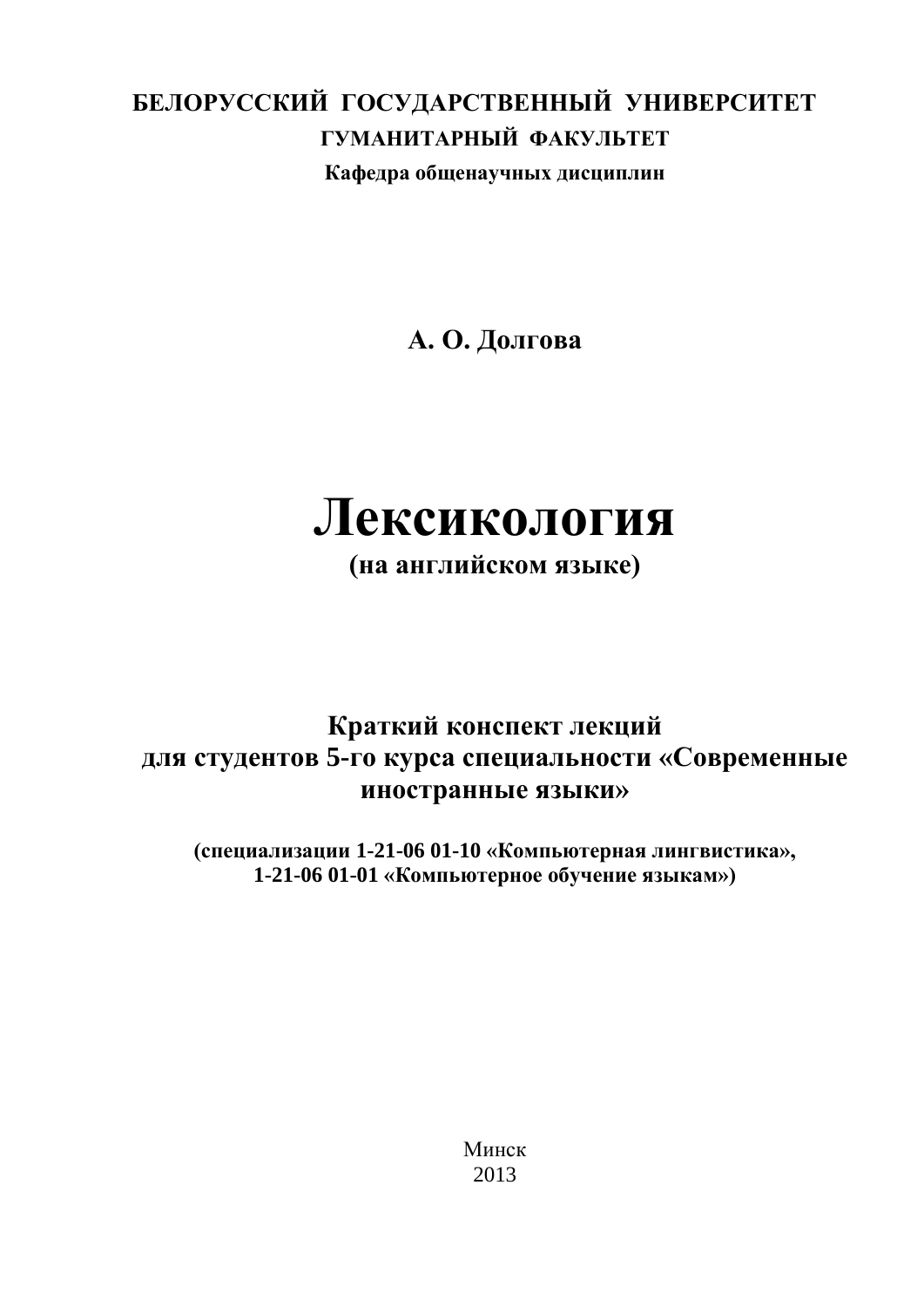**БЕЛОРУССКИЙ ГОСУДАРСТВЕННЫЙ УНИВЕРСИТЕТ**

**ГУМАНИТАРНЫЙ ФАКУЛЬТЕТ**

**Кафедра общенаучных дисциплин**

**А. О. Долгова**

# Лексикология

**(на английском языке)**

**Краткий конспект лекций**
**для студентов 5-го курса специальности «Современные иностранные языки»**

**(специализации 1-21-06 01-10 «Компьютерная лингвистика»,**
**1-21-06 01-01 «Компьютерное обучение языкам»)**

Минск
2013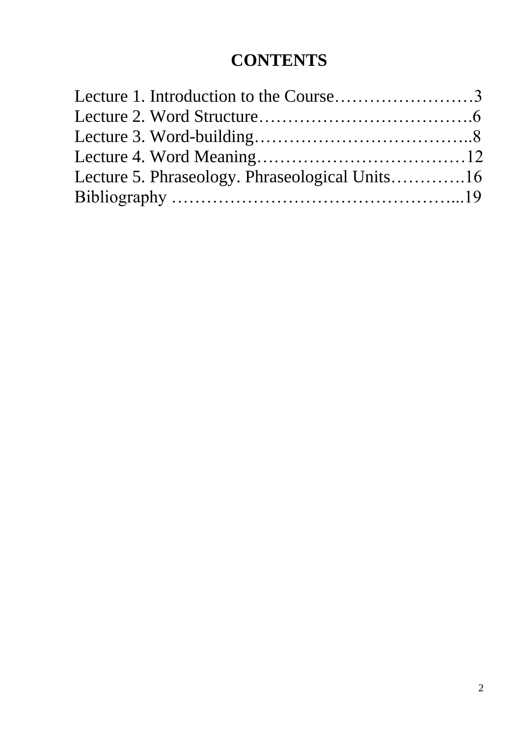# CONTENTS

Lecture 1. Introduction to the Course……………………3
Lecture 2. Word Structure……………………………….6
Lecture 3. Word-building………………………………..8
Lecture 4. Word Meaning………………………………12
Lecture 5. Phraseology. Phraseological Units………….16
Bibliography ……………………………………………...19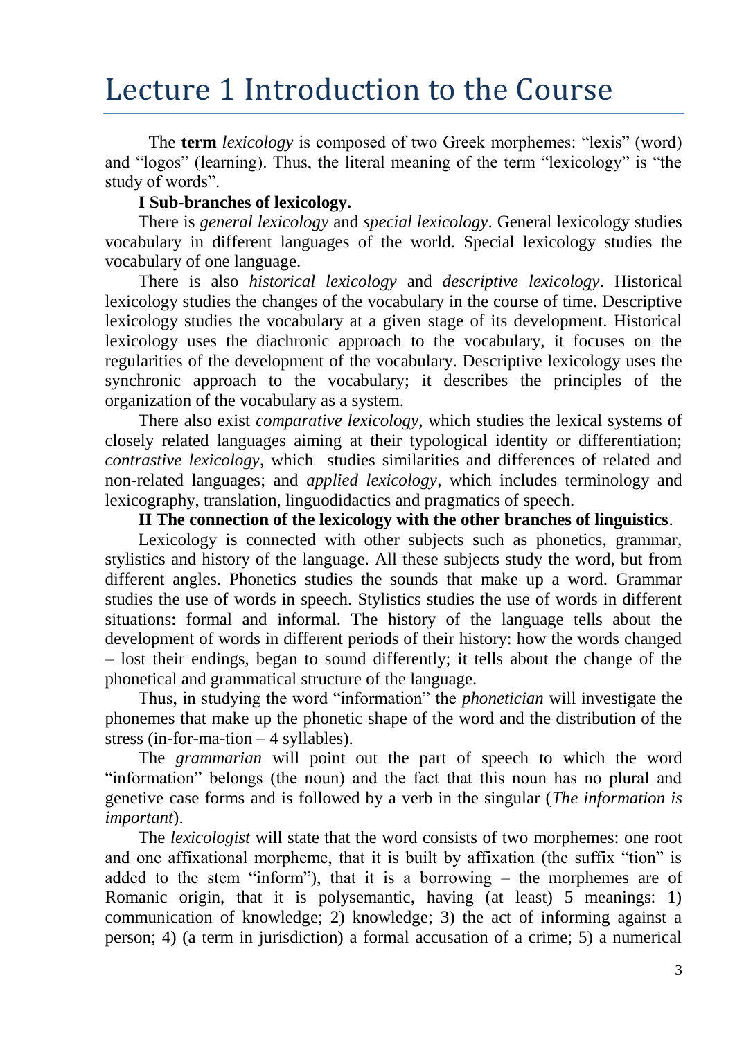# Lecture 1 Introduction to the Course

The **term** *lexicology* is composed of two Greek morphemes: "lexis" (word) and "logos" (learning). Thus, the literal meaning of the term "lexicology" is "the study of words".

**I Sub-branches of lexicology.**

There is *general lexicology* and *special lexicology*. General lexicology studies vocabulary in different languages of the world. Special lexicology studies the vocabulary of one language.

There is also *historical lexicology* and *descriptive lexicology*. Historical lexicology studies the changes of the vocabulary in the course of time. Descriptive lexicology studies the vocabulary at a given stage of its development. Historical lexicology uses the diachronic approach to the vocabulary, it focuses on the regularities of the development of the vocabulary. Descriptive lexicology uses the synchronic approach to the vocabulary; it describes the principles of the organization of the vocabulary as a system.

There also exist *comparative lexicology*, which studies the lexical systems of closely related languages aiming at their typological identity or differentiation; *contrastive lexicology*, which studies similarities and differences of related and non-related languages; and *applied lexicology*, which includes terminology and lexicography, translation, linguodidactics and pragmatics of speech.

**II The connection of the lexicology with the other branches of linguistics**.

Lexicology is connected with other subjects such as phonetics, grammar, stylistics and history of the language. All these subjects study the word, but from different angles. Phonetics studies the sounds that make up a word. Grammar studies the use of words in speech. Stylistics studies the use of words in different situations: formal and informal. The history of the language tells about the development of words in different periods of their history: how the words changed – lost their endings, began to sound differently; it tells about the change of the phonetical and grammatical structure of the language.

Thus, in studying the word "information" the *phonetician* will investigate the phonemes that make up the phonetic shape of the word and the distribution of the stress (in-for-ma-tion – 4 syllables).

The *grammarian* will point out the part of speech to which the word "information" belongs (the noun) and the fact that this noun has no plural and genetive case forms and is followed by a verb in the singular (*The information is important*).

The *lexicologist* will state that the word consists of two morphemes: one root and one affixational morpheme, that it is built by affixation (the suffix "tion" is added to the stem "inform"), that it is a borrowing – the morphemes are of Romanic origin, that it is polysemantic, having (at least) 5 meanings: 1) communication of knowledge; 2) knowledge; 3) the act of informing against a person; 4) (a term in jurisdiction) a formal accusation of a crime; 5) a numerical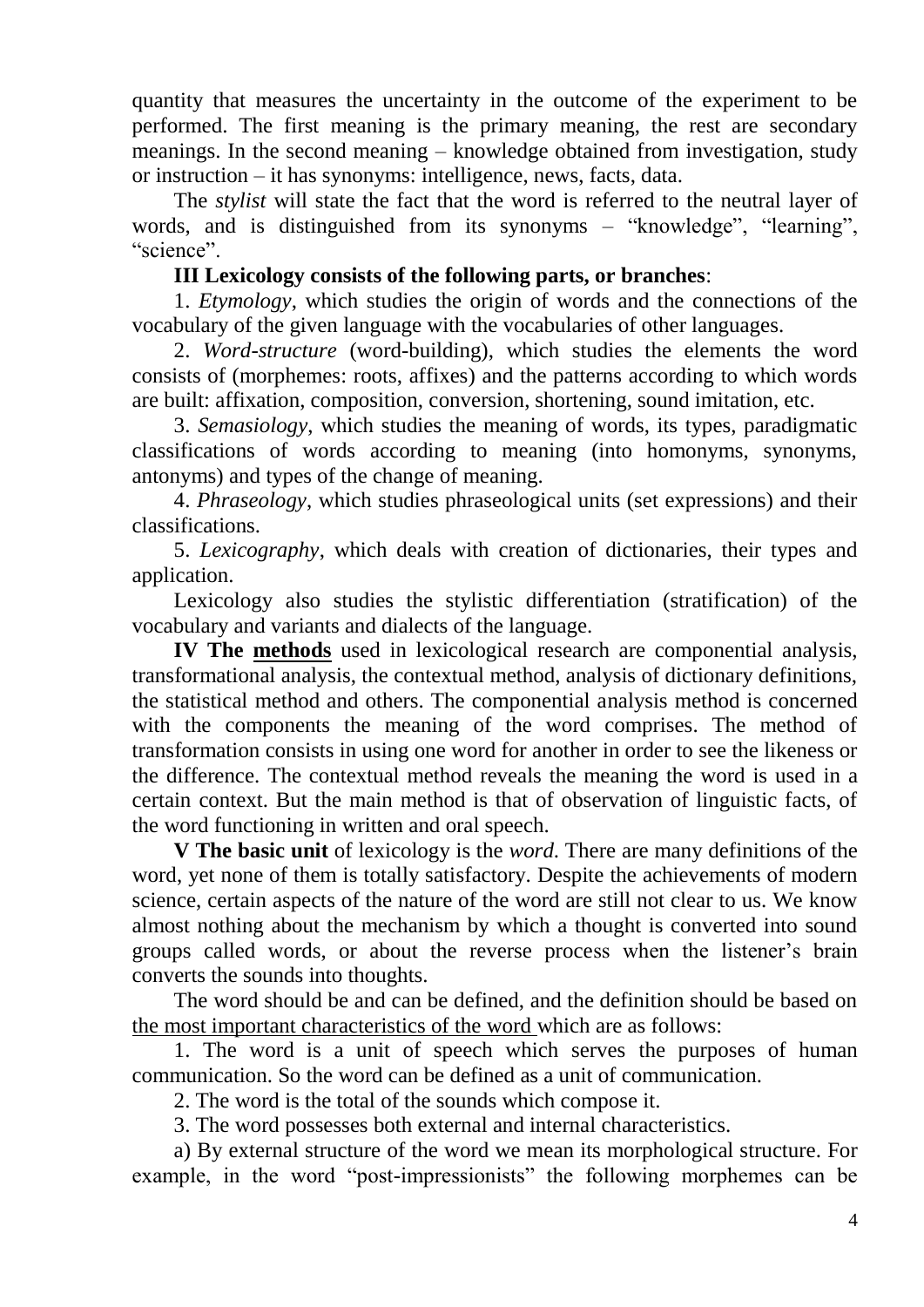quantity that measures the uncertainty in the outcome of the experiment to be performed. The first meaning is the primary meaning, the rest are secondary meanings. In the second meaning – knowledge obtained from investigation, study or instruction – it has synonyms: intelligence, news, facts, data.

The *stylist* will state the fact that the word is referred to the neutral layer of words, and is distinguished from its synonyms – "knowledge", "learning", "science".

**III Lexicology consists of the following parts, or branches**:

1. *Etymology*, which studies the origin of words and the connections of the vocabulary of the given language with the vocabularies of other languages.

2. *Word-structure* (word-building), which studies the elements the word consists of (morphemes: roots, affixes) and the patterns according to which words are built: affixation, composition, conversion, shortening, sound imitation, etc.

3. *Semasiology*, which studies the meaning of words, its types, paradigmatic classifications of words according to meaning (into homonyms, synonyms, antonyms) and types of the change of meaning.

4. *Phraseology*, which studies phraseological units (set expressions) and their classifications.

5. *Lexicography*, which deals with creation of dictionaries, their types and application.

Lexicology also studies the stylistic differentiation (stratification) of the vocabulary and variants and dialects of the language.

**IV The <u>methods</u>** used in lexicological research are componential analysis, transformational analysis, the contextual method, analysis of dictionary definitions, the statistical method and others. The componential analysis method is concerned with the components the meaning of the word comprises. The method of transformation consists in using one word for another in order to see the likeness or the difference. The contextual method reveals the meaning the word is used in a certain context. But the main method is that of observation of linguistic facts, of the word functioning in written and oral speech.

**V The basic unit** of lexicology is the *word*. There are many definitions of the word, yet none of them is totally satisfactory. Despite the achievements of modern science, certain aspects of the nature of the word are still not clear to us. We know almost nothing about the mechanism by which a thought is converted into sound groups called words, or about the reverse process when the listener's brain converts the sounds into thoughts.

The word should be and can be defined, and the definition should be based on <u>the most important characteristics of the word</u> which are as follows:

1. The word is a unit of speech which serves the purposes of human communication. So the word can be defined as a unit of communication.

2. The word is the total of the sounds which compose it.

3. The word possesses both external and internal characteristics.

a) By external structure of the word we mean its morphological structure. For example, in the word "post-impressionists" the following morphemes can be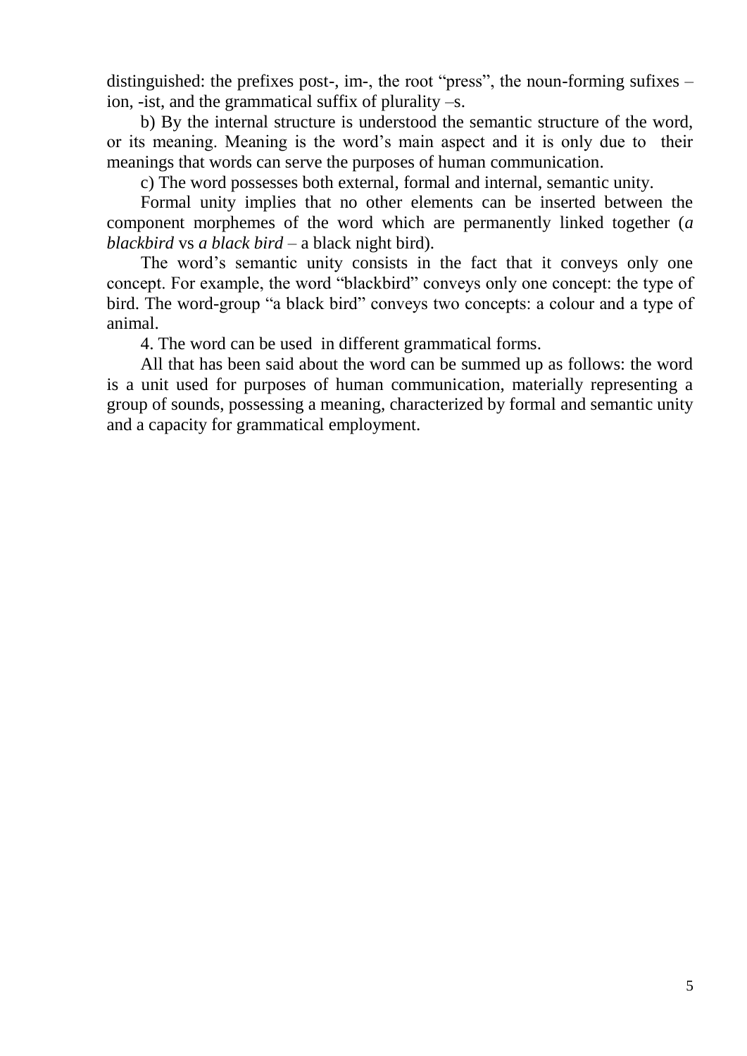distinguished: the prefixes post-, im-, the root “press”, the noun-forming sufixes –ion, -ist, and the grammatical suffix of plurality –s.

b) By the internal structure is understood the semantic structure of the word, or its meaning. Meaning is the word’s main aspect and it is only due to their meanings that words can serve the purposes of human communication.

c) The word possesses both external, formal and internal, semantic unity.

Formal unity implies that no other elements can be inserted between the component morphemes of the word which are permanently linked together (*a blackbird* vs *a black bird* – a black night bird).

The word’s semantic unity consists in the fact that it conveys only one concept. For example, the word “blackbird” conveys only one concept: the type of bird. The word-group “a black bird” conveys two concepts: a colour and a type of animal.

4. The word can be used in different grammatical forms.

All that has been said about the word can be summed up as follows: the word is a unit used for purposes of human communication, materially representing a group of sounds, possessing a meaning, characterized by formal and semantic unity and a capacity for grammatical employment.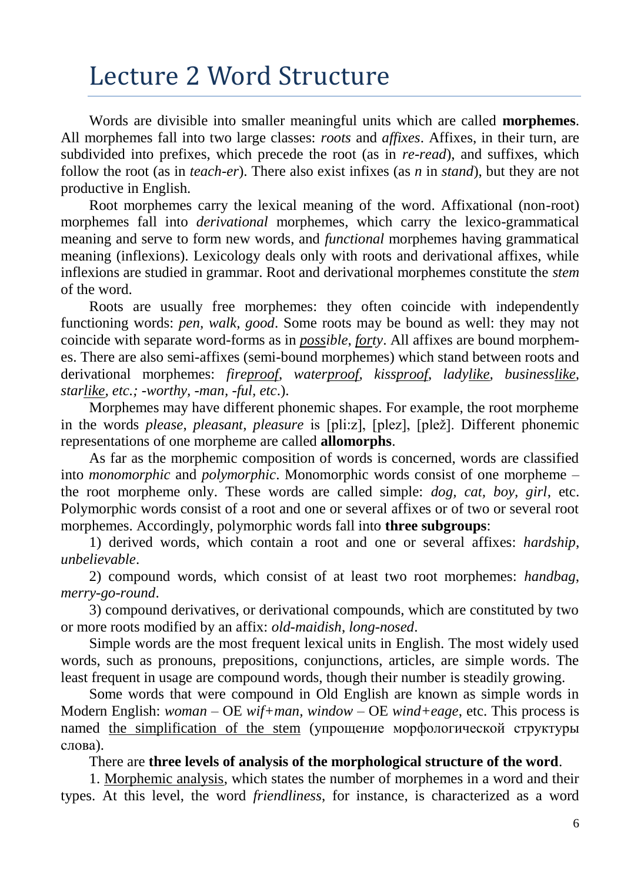# Lecture 2 Word Structure

Words are divisible into smaller meaningful units which are called **morphemes**. All morphemes fall into two large classes: *roots* and *affixes*. Affixes, in their turn, are subdivided into prefixes, which precede the root (as in *re-read*), and suffixes, which follow the root (as in *teach-er*). There also exist infixes (as *n* in *stand*), but they are not productive in English.

Root morphemes carry the lexical meaning of the word. Affixational (non-root) morphemes fall into *derivational* morphemes, which carry the lexico-grammatical meaning and serve to form new words, and *functional* morphemes having grammatical meaning (inflexions). Lexicology deals only with roots and derivational affixes, while inflexions are studied in grammar. Root and derivational morphemes constitute the *stem* of the word.

Roots are usually free morphemes: they often coincide with independently functioning words: *pen, walk, good*. Some roots may be bound as well: they may not coincide with separate word-forms as in <u>*poss*</u>*ible*, <u>*forty*</u>. All affixes are bound morphemes. There are also semi-affixes (semi-bound morphemes) which stand between roots and derivational morphemes: *fire*<u>*proof*</u>*, water*<u>*proof*</u>*, kiss*<u>*proof*</u>*, lady*<u>*like*</u>*, business*<u>*like*</u>*, star*<u>*like*</u>*, etc.; -worthy, -man, -ful, etc*.).

Morphemes may have different phonemic shapes. For example, the root morpheme in the words *please*, *pleasant*, *pleasure* is [pli:z], [plez], [plež]. Different phonemic representations of one morpheme are called **allomorphs**.

As far as the morphemic composition of words is concerned, words are classified into *monomorphic* and *polymorphic*. Monomorphic words consist of one morpheme – the root morpheme only. These words are called simple: *dog, cat, boy, girl*, etc. Polymorphic words consist of a root and one or several affixes or of two or several root morphemes. Accordingly, polymorphic words fall into **three subgroups**:

1) derived words, which contain a root and one or several affixes: *hardship*, *unbelievable*.

2) compound words, which consist of at least two root morphemes: *handbag*, *merry-go-round*.

3) compound derivatives, or derivational compounds, which are constituted by two or more roots modified by an affix: *old-maidish*, *long-nosed*.

Simple words are the most frequent lexical units in English. The most widely used words, such as pronouns, prepositions, conjunctions, articles, are simple words. The least frequent in usage are compound words, though their number is steadily growing.

Some words that were compound in Old English are known as simple words in Modern English: *woman* – OE *wif+man*, *window* – OE *wind+eage*, etc. This process is named <u>the simplification of the stem</u> (упрощение морфологической структуры слова).

There are **three levels of analysis of the morphological structure of the word**.

1. <u>Morphemic analysis</u>, which states the number of morphemes in a word and their types. At this level, the word *friendliness*, for instance, is characterized as a word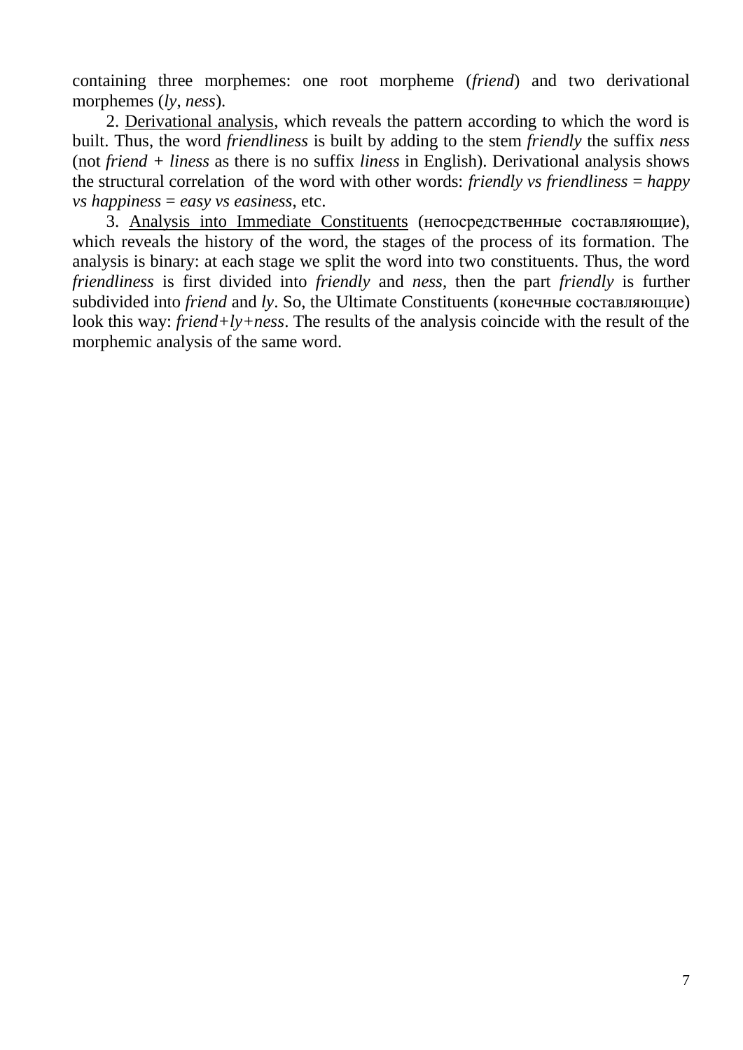containing three morphemes: one root morpheme (*friend*) and two derivational morphemes (*ly*, *ness*).

2. <u>Derivational analysis</u>, which reveals the pattern according to which the word is built. Thus, the word *friendliness* is built by adding to the stem *friendly* the suffix *ness* (not *friend + liness* as there is no suffix *liness* in English). Derivational analysis shows the structural correlation of the word with other words: *friendly vs friendliness* = *happy vs happiness* = *easy vs easiness*, etc.

3. <u>Analysis into Immediate Constituents</u> (непосредственные составляющие), which reveals the history of the word, the stages of the process of its formation. The analysis is binary: at each stage we split the word into two constituents. Thus, the word *friendliness* is first divided into *friendly* and *ness*, then the part *friendly* is further subdivided into *friend* and *ly*. So, the Ultimate Constituents (конечные составляющие) look this way: *friend+ly+ness*. The results of the analysis coincide with the result of the morphemic analysis of the same word.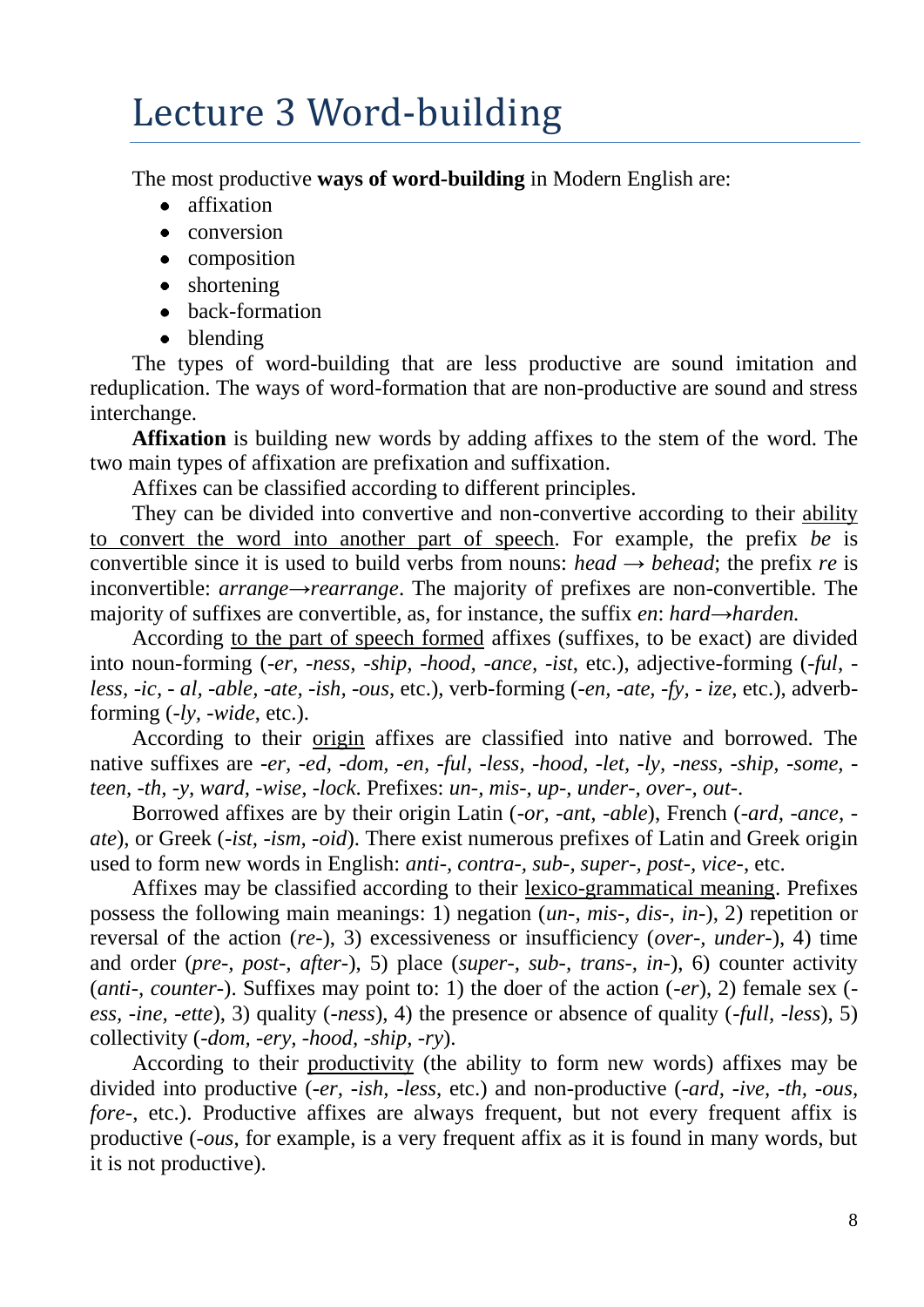# Lecture 3 Word-building

The most productive **ways of word-building** in Modern English are:

- affixation
- conversion
- composition
- shortening
- back-formation
- blending

The types of word-building that are less productive are sound imitation and reduplication. The ways of word-formation that are non-productive are sound and stress interchange.

**Affixation** is building new words by adding affixes to the stem of the word. The two main types of affixation are prefixation and suffixation.

Affixes can be classified according to different principles.

They can be divided into convertive and non-convertive according to their <u>ability to convert the word into another part of speech</u>. For example, the prefix *be* is convertible since it is used to build verbs from nouns: *head → behead*; the prefix *re* is inconvertible: *arrange→rearrange*. The majority of prefixes are non-convertible. The majority of suffixes are convertible, as, for instance, the suffix *en*: *hard→harden.*

According <u>to the part of speech formed</u> affixes (suffixes, to be exact) are divided into noun-forming (*-er, -ness, -ship, -hood, -ance, -ist*, etc.), adjective-forming (*-ful, -less, -ic, - al, -able, -ate, -ish, -ous*, etc.), verb-forming (*-en, -ate, -fy, - ize*, etc.), adverb-forming (*-ly, -wide*, etc.).

According to their <u>origin</u> affixes are classified into native and borrowed. The native suffixes are *-er, -ed, -dom, -en, -ful, -less, -hood, -let, -ly, -ness, -ship, -some, -teen, -th, -y, ward, -wise, -lock*. Prefixes: *un-, mis-, up-, under-, over-, out-*.

Borrowed affixes are by their origin Latin (*-or, -ant, -able*), French (*-ard, -ance, -ate*), or Greek (*-ist, -ism, -oid*). There exist numerous prefixes of Latin and Greek origin used to form new words in English: *anti-, contra-, sub-, super-, post-, vice-*, etc.

Affixes may be classified according to their <u>lexico-grammatical meaning</u>. Prefixes possess the following main meanings: 1) negation (*un-, mis-, dis-, in-*), 2) repetition or reversal of the action (*re-*), 3) excessiveness or insufficiency (*over-, under-*), 4) time and order (*pre-, post-, after-*), 5) place (*super-, sub-, trans-, in-*), 6) counter activity (*anti-, counter-*). Suffixes may point to: 1) the doer of the action (*-er*), 2) female sex (*-ess, -ine, -ette*), 3) quality (*-ness*), 4) the presence or absence of quality (*-full, -less*), 5) collectivity (*-dom, -ery, -hood, -ship, -ry*).

According to their <u>productivity</u> (the ability to form new words) affixes may be divided into productive (*-er, -ish, -less*, etc.) and non-productive (*-ard, -ive, -th, -ous, fore-*, etc.). Productive affixes are always frequent, but not every frequent affix is productive (*-ous*, for example, is a very frequent affix as it is found in many words, but it is not productive).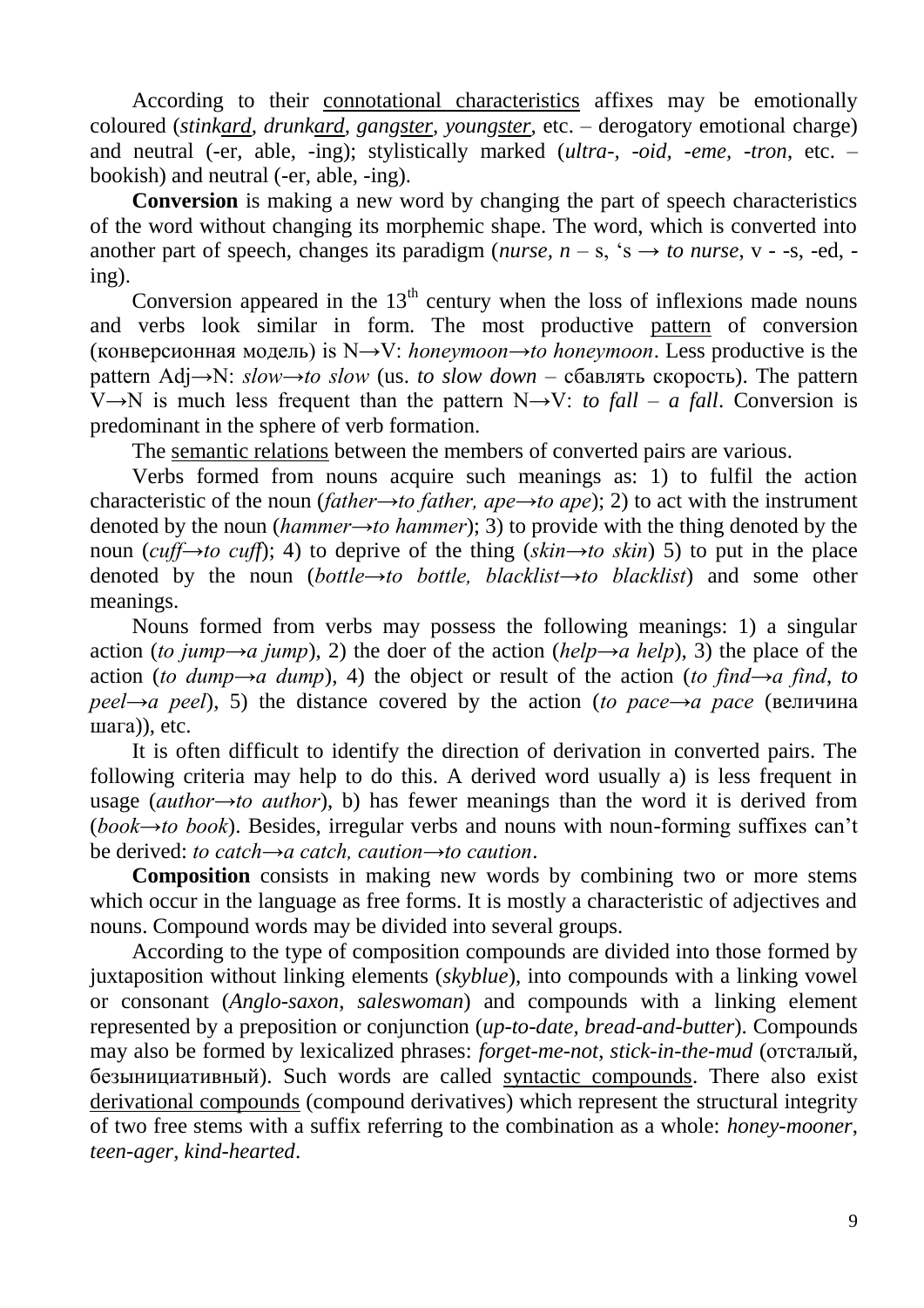According to their connotational characteristics affixes may be emotionally coloured (*stinkard, drunkard, gangster, youngster*, etc. – derogatory emotional charge) and neutral (-er, able, -ing); stylistically marked (*ultra-, -oid, -eme, -tron*, etc. – bookish) and neutral (-er, able, -ing).

**Conversion** is making a new word by changing the part of speech characteristics of the word without changing its morphemic shape. The word, which is converted into another part of speech, changes its paradigm (*nurse, n* – s, 's → *to nurse*, v - -s, -ed, -ing).

Conversion appeared in the 13th century when the loss of inflexions made nouns and verbs look similar in form. The most productive pattern of conversion (конверсионная модель) is N→V: *honeymoon→to honeymoon*. Less productive is the pattern Adj→N: *slow→to slow* (us. *to slow down* – сбавлять скорость). The pattern V→N is much less frequent than the pattern N→V: *to fall – a fall*. Conversion is predominant in the sphere of verb formation.

The semantic relations between the members of converted pairs are various.

Verbs formed from nouns acquire such meanings as: 1) to fulfil the action characteristic of the noun (*father→to father, ape→to ape*); 2) to act with the instrument denoted by the noun (*hammer→to hammer*); 3) to provide with the thing denoted by the noun (*cuff→to cuff*); 4) to deprive of the thing (*skin→to skin*) 5) to put in the place denoted by the noun (*bottle→to bottle, blacklist→to blacklist*) and some other meanings.

Nouns formed from verbs may possess the following meanings: 1) a singular action (*to jump→a jump*), 2) the doer of the action (*help→a help*), 3) the place of the action (*to dump→a dump*), 4) the object or result of the action (*to find→a find, to peel→a peel*), 5) the distance covered by the action (*to pace→a pace* (величина шага)), etc.

It is often difficult to identify the direction of derivation in converted pairs. The following criteria may help to do this. A derived word usually a) is less frequent in usage (*author→to author*), b) has fewer meanings than the word it is derived from (*book→to book*). Besides, irregular verbs and nouns with noun-forming suffixes can't be derived: *to catch→a catch, caution→to caution*.

**Composition** consists in making new words by combining two or more stems which occur in the language as free forms. It is mostly a characteristic of adjectives and nouns. Compound words may be divided into several groups.

According to the type of composition compounds are divided into those formed by juxtaposition without linking elements (*skyblue*), into compounds with a linking vowel or consonant (*Anglo-saxon, saleswoman*) and compounds with a linking element represented by a preposition or conjunction (*up-to-date, bread-and-butter*). Compounds may also be formed by lexicalized phrases: *forget-me-not, stick-in-the-mud* (отсталый, безынициативный). Such words are called syntactic compounds. There also exist derivational compounds (compound derivatives) which represent the structural integrity of two free stems with a suffix referring to the combination as a whole: *honey-mooner, teen-ager, kind-hearted*.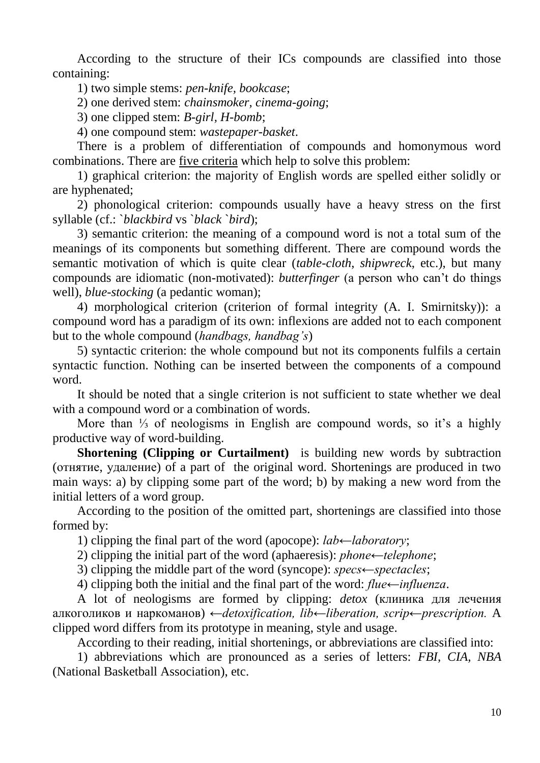According to the structure of their ICs compounds are classified into those containing:

1) two simple stems: *pen-knife, bookcase*;

2) one derived stem: *chainsmoker, cinema-going*;

3) one clipped stem: *B-girl, H-bomb*;

4) one compound stem: *wastepaper-basket*.

There is a problem of differentiation of compounds and homonymous word combinations. There are <u>five criteria</u> which help to solve this problem:

1) graphical criterion: the majority of English words are spelled either solidly or are hyphenated;

2) phonological criterion: compounds usually have a heavy stress on the first syllable (cf.: *`blackbird* vs *`black `bird*);

3) semantic criterion: the meaning of a compound word is not a total sum of the meanings of its components but something different. There are compound words the semantic motivation of which is quite clear (*table-cloth*, *shipwreck*, etc.), but many compounds are idiomatic (non-motivated): *butterfinger* (a person who can't do things well), *blue-stocking* (a pedantic woman);

4) morphological criterion (criterion of formal integrity (A. I. Smirnitsky)): a compound word has a paradigm of its own: inflexions are added not to each component but to the whole compound (*handbags, handbag's*)

5) syntactic criterion: the whole compound but not its components fulfils a certain syntactic function. Nothing can be inserted between the components of a compound word.

It should be noted that a single criterion is not sufficient to state whether we deal with a compound word or a combination of words.

More than ⅓ of neologisms in English are compound words, so it's a highly productive way of word-building.

**Shortening (Clipping or Curtailment)** is building new words by subtraction (отнятие, удаление) of a part of the original word. Shortenings are produced in two main ways: a) by clipping some part of the word; b) by making a new word from the initial letters of a word group.

According to the position of the omitted part, shortenings are classified into those formed by:

1) clipping the final part of the word (apocope): *lab←laboratory*;

2) clipping the initial part of the word (aphaeresis): *phone←telephone*;

3) clipping the middle part of the word (syncope): *specs←spectacles*;

4) clipping both the initial and the final part of the word: *flue←influenza*.

A lot of neologisms are formed by clipping: *detox* (клиника для лечения алкоголиков и наркоманов) *←detoxification, lib←liberation, scrip←prescription.* A clipped word differs from its prototype in meaning, style and usage.

According to their reading, initial shortenings, or abbreviations are classified into:

1) abbreviations which are pronounced as a series of letters: *FBI, CIA, NBA* (National Basketball Association), etc.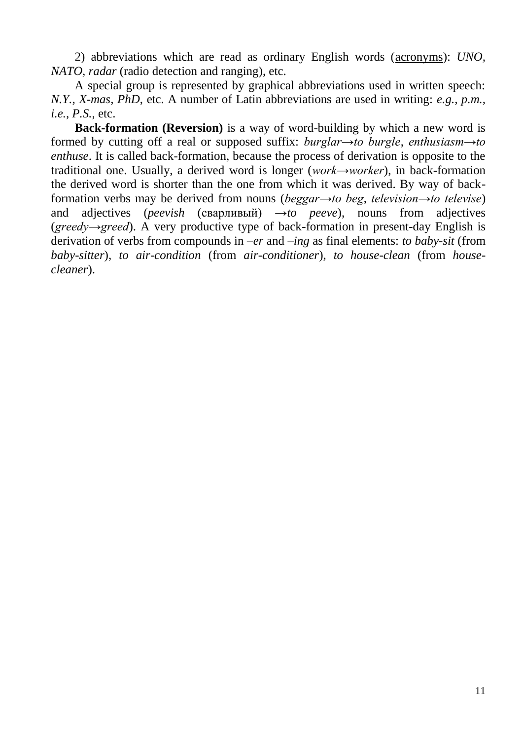2) abbreviations which are read as ordinary English words (<u>acronyms</u>): *UNO*, *NATO*, *radar* (radio detection and ranging), etc.

A special group is represented by graphical abbreviations used in written speech: *N.Y.*, *X-mas*, *PhD*, etc. A number of Latin abbreviations are used in writing: *e.g.*, *p.m.*, *i.e.*, *P.S.*, etc.

**Back-formation (Reversion)** is a way of word-building by which a new word is formed by cutting off a real or supposed suffix: *burglar→to burgle*, *enthusiasm→to enthuse*. It is called back-formation, because the process of derivation is opposite to the traditional one. Usually, a derived word is longer (*work→worker*), in back-formation the derived word is shorter than the one from which it was derived. By way of back-formation verbs may be derived from nouns (*beggar→to beg*, *television→to televise*) and adjectives (*peevish* (сварливый) *→to peeve*), nouns from adjectives (*greedy→greed*). A very productive type of back-formation in present-day English is derivation of verbs from compounds in *–er* and *–ing* as final elements: *to baby-sit* (from *baby-sitter*), *to air-condition* (from *air-conditioner*), *to house-clean* (from *house-cleaner*).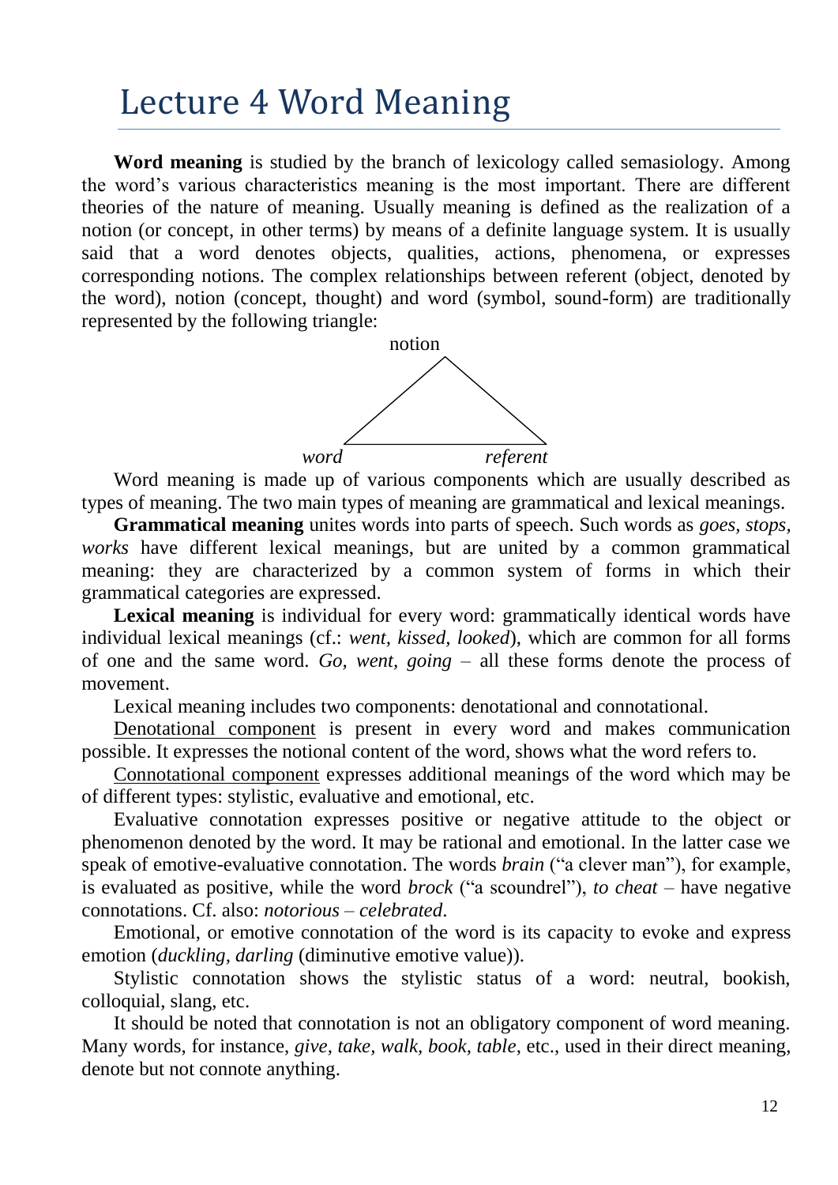# Lecture 4 Word Meaning

**Word meaning** is studied by the branch of lexicology called semasiology. Among the word's various characteristics meaning is the most important. There are different theories of the nature of meaning. Usually meaning is defined as the realization of a notion (or concept, in other terms) by means of a definite language system. It is usually said that a word denotes objects, qualities, actions, phenomena, or expresses corresponding notions. The complex relationships between referent (object, denoted by the word), notion (concept, thought) and word (symbol, sound-form) are traditionally represented by the following triangle:

```
           notion
            /\
           /  \
          /    \
         /______\
     word        referent
```

Word meaning is made up of various components which are usually described as types of meaning. The two main types of meaning are grammatical and lexical meanings.

**Grammatical meaning** unites words into parts of speech. Such words as *goes, stops, works* have different lexical meanings, but are united by a common grammatical meaning: they are characterized by a common system of forms in which their grammatical categories are expressed.

**Lexical meaning** is individual for every word: grammatically identical words have individual lexical meanings (cf.: *went, kissed, looked*), which are common for all forms of one and the same word. *Go, went, going* – all these forms denote the process of movement.

Lexical meaning includes two components: denotational and connotational.

Denotational component is present in every word and makes communication possible. It expresses the notional content of the word, shows what the word refers to.

Connotational component expresses additional meanings of the word which may be of different types: stylistic, evaluative and emotional, etc.

Evaluative connotation expresses positive or negative attitude to the object or phenomenon denoted by the word. It may be rational and emotional. In the latter case we speak of emotive-evaluative connotation. The words *brain* ("a clever man"), for example, is evaluated as positive, while the word *brock* ("a scoundrel"), *to cheat* – have negative connotations. Cf. also: *notorious* – *celebrated*.

Emotional, or emotive connotation of the word is its capacity to evoke and express emotion (*duckling, darling* (diminutive emotive value)).

Stylistic connotation shows the stylistic status of a word: neutral, bookish, colloquial, slang, etc.

It should be noted that connotation is not an obligatory component of word meaning. Many words, for instance, *give, take, walk, book, table*, etc., used in their direct meaning, denote but not connote anything.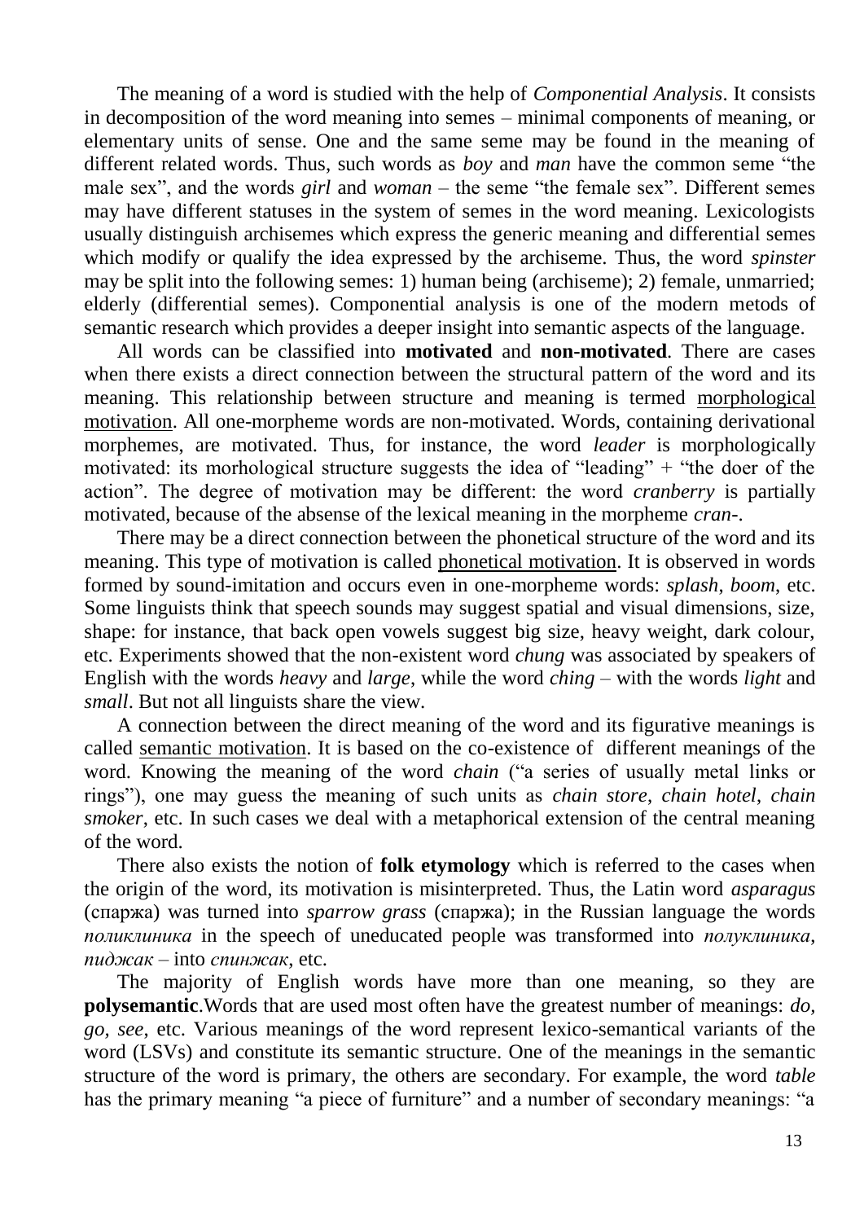The meaning of a word is studied with the help of *Componential Analysis*. It consists in decomposition of the word meaning into semes – minimal components of meaning, or elementary units of sense. One and the same seme may be found in the meaning of different related words. Thus, such words as *boy* and *man* have the common seme "the male sex", and the words *girl* and *woman* – the seme "the female sex". Different semes may have different statuses in the system of semes in the word meaning. Lexicologists usually distinguish archisemes which express the generic meaning and differential semes which modify or qualify the idea expressed by the archiseme. Thus, the word *spinster* may be split into the following semes: 1) human being (archiseme); 2) female, unmarried; elderly (differential semes). Componential analysis is one of the modern metods of semantic research which provides a deeper insight into semantic aspects of the language.

All words can be classified into **motivated** and **non-motivated**. There are cases when there exists a direct connection between the structural pattern of the word and its meaning. This relationship between structure and meaning is termed <u>morphological motivation</u>. All one-morpheme words are non-motivated. Words, containing derivational morphemes, are motivated. Thus, for instance, the word *leader* is morphologically motivated: its morhological structure suggests the idea of "leading" + "the doer of the action". The degree of motivation may be different: the word *cranberry* is partially motivated, because of the absense of the lexical meaning in the morpheme *cran-*.

There may be a direct connection between the phonetical structure of the word and its meaning. This type of motivation is called <u>phonetical motivation</u>. It is observed in words formed by sound-imitation and occurs even in one-morpheme words: *splash*, *boom*, etc. Some linguists think that speech sounds may suggest spatial and visual dimensions, size, shape: for instance, that back open vowels suggest big size, heavy weight, dark colour, etc. Experiments showed that the non-existent word *chung* was associated by speakers of English with the words *heavy* and *large*, while the word *ching* – with the words *light* and *small*. But not all linguists share the view.

A connection between the direct meaning of the word and its figurative meanings is called <u>semantic motivation</u>. It is based on the co-existence of different meanings of the word. Knowing the meaning of the word *chain* ("a series of usually metal links or rings"), one may guess the meaning of such units as *chain store*, *chain hotel*, *chain smoker*, etc. In such cases we deal with a metaphorical extension of the central meaning of the word.

There also exists the notion of **folk etymology** which is referred to the cases when the origin of the word, its motivation is misinterpreted. Thus, the Latin word *asparagus* (спаржа) was turned into *sparrow grass* (спаржа); in the Russian language the words *поликлиника* in the speech of uneducated people was transformed into *полуклиника*, *пиджак* – into *спинжак*, etc.

The majority of English words have more than one meaning, so they are **polysemantic**.Words that are used most often have the greatest number of meanings: *do, go, see*, etc. Various meanings of the word represent lexico-semantical variants of the word (LSVs) and constitute its semantic structure. One of the meanings in the semantic structure of the word is primary, the others are secondary. For example, the word *table* has the primary meaning "a piece of furniture" and a number of secondary meanings: "a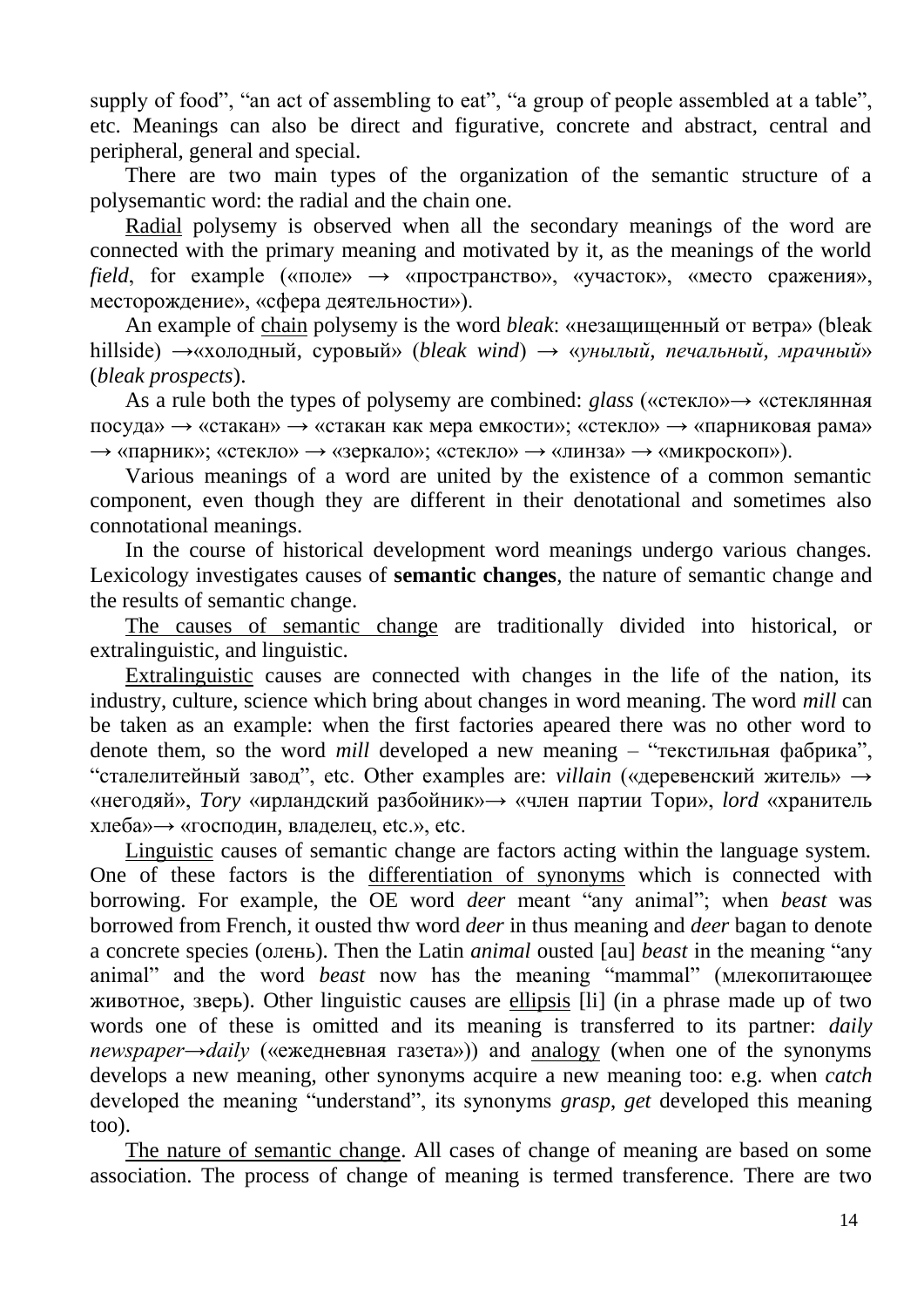supply of food", "an act of assembling to eat", "a group of people assembled at a table", etc. Meanings can also be direct and figurative, concrete and abstract, central and peripheral, general and special.

There are two main types of the organization of the semantic structure of a polysemantic word: the radial and the chain one.

Radial polysemy is observed when all the secondary meanings of the word are connected with the primary meaning and motivated by it, as the meanings of the world *field*, for example («поле» → «пространство», «участок», «место сражения», месторождение», «сфера деятельности»).

An example of chain polysemy is the word *bleak*: «незащищенный от ветра» (bleak hillside) →«холодный, суровый» (*bleak wind*) → «*унылый, печальный, мрачный*» (*bleak prospects*).

As a rule both the types of polysemy are combined: *glass* («стекло»→ «стеклянная посуда» → «стакан» → «стакан как мера емкости»; «стекло» → «парниковая рама» → «парник»; «стекло» → «зеркало»; «стекло» → «линза» → «микроскоп»).

Various meanings of a word are united by the existence of a common semantic component, even though they are different in their denotational and sometimes also connotational meanings.

In the course of historical development word meanings undergo various changes. Lexicology investigates causes of **semantic changes**, the nature of semantic change and the results of semantic change.

The causes of semantic change are traditionally divided into historical, or extralinguistic, and linguistic.

Extralinguistic causes are connected with changes in the life of the nation, its industry, culture, science which bring about changes in word meaning. The word *mill* can be taken as an example: when the first factories apeared there was no other word to denote them, so the word *mill* developed a new meaning – "текстильная фабрика", "сталелитейный завод", etc. Other examples are: *villain* («деревенский житель» → «негодяй», *Tory* «ирландский разбойник»→ «член партии Тори», *lord* «хранитель хлеба»→ «господин, владелец, etc.», etc.

Linguistic causes of semantic change are factors acting within the language system. One of these factors is the differentiation of synonyms which is connected with borrowing. For example, the OE word *deer* meant "any animal"; when *beast* was borrowed from French, it ousted thw word *deer* in thus meaning and *deer* bagan to denote a concrete species (олень). Then the Latin *animal* ousted [au] *beast* in the meaning "any animal" and the word *beast* now has the meaning "mammal" (млекопитающее животное, зверь). Other linguistic causes are ellipsis [li] (in a phrase made up of two words one of these is omitted and its meaning is transferred to its partner: *daily newspaper→daily* («ежедневная газета»)) and analogy (when one of the synonyms develops a new meaning, other synonyms acquire a new meaning too: e.g. when *catch* developed the meaning "understand", its synonyms *grasp*, *get* developed this meaning too).

The nature of semantic change. All cases of change of meaning are based on some association. The process of change of meaning is termed transference. There are two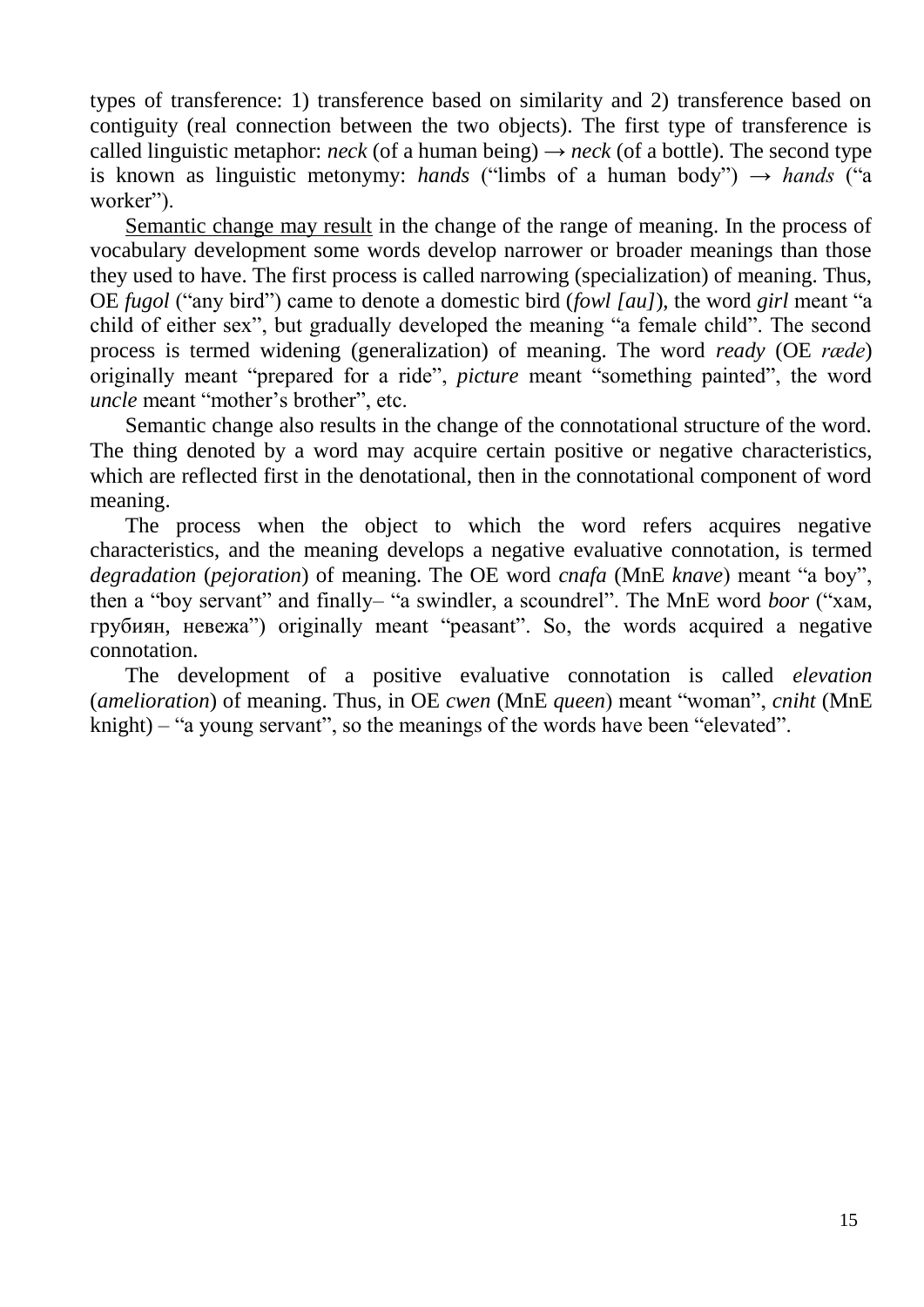types of transference: 1) transference based on similarity and 2) transference based on contiguity (real connection between the two objects). The first type of transference is called linguistic metaphor: *neck* (of a human being) → *neck* (of a bottle). The second type is known as linguistic metonymy: *hands* ("limbs of a human body") → *hands* ("a worker").

<u>Semantic change may result</u> in the change of the range of meaning. In the process of vocabulary development some words develop narrower or broader meanings than those they used to have. The first process is called narrowing (specialization) of meaning. Thus, OE *fugol* ("any bird") came to denote a domestic bird (*fowl [au]*), the word *girl* meant "a child of either sex", but gradually developed the meaning "a female child". The second process is termed widening (generalization) of meaning. The word *ready* (OE *ræde*) originally meant "prepared for a ride", *picture* meant "something painted", the word *uncle* meant "mother's brother", etc.

Semantic change also results in the change of the connotational structure of the word. The thing denoted by a word may acquire certain positive or negative characteristics, which are reflected first in the denotational, then in the connotational component of word meaning.

The process when the object to which the word refers acquires negative characteristics, and the meaning develops a negative evaluative connotation, is termed *degradation* (*pejoration*) of meaning. The OE word *cnafa* (MnE *knave*) meant "a boy", then a "boy servant" and finally– "a swindler, a scoundrel". The MnE word *boor* ("хам, грубиян, невежа") originally meant "peasant". So, the words acquired a negative connotation.

The development of a positive evaluative connotation is called *elevation* (*amelioration*) of meaning. Thus, in OE *cwen* (MnE *queen*) meant "woman", *cniht* (MnE knight) – "a young servant", so the meanings of the words have been "elevated".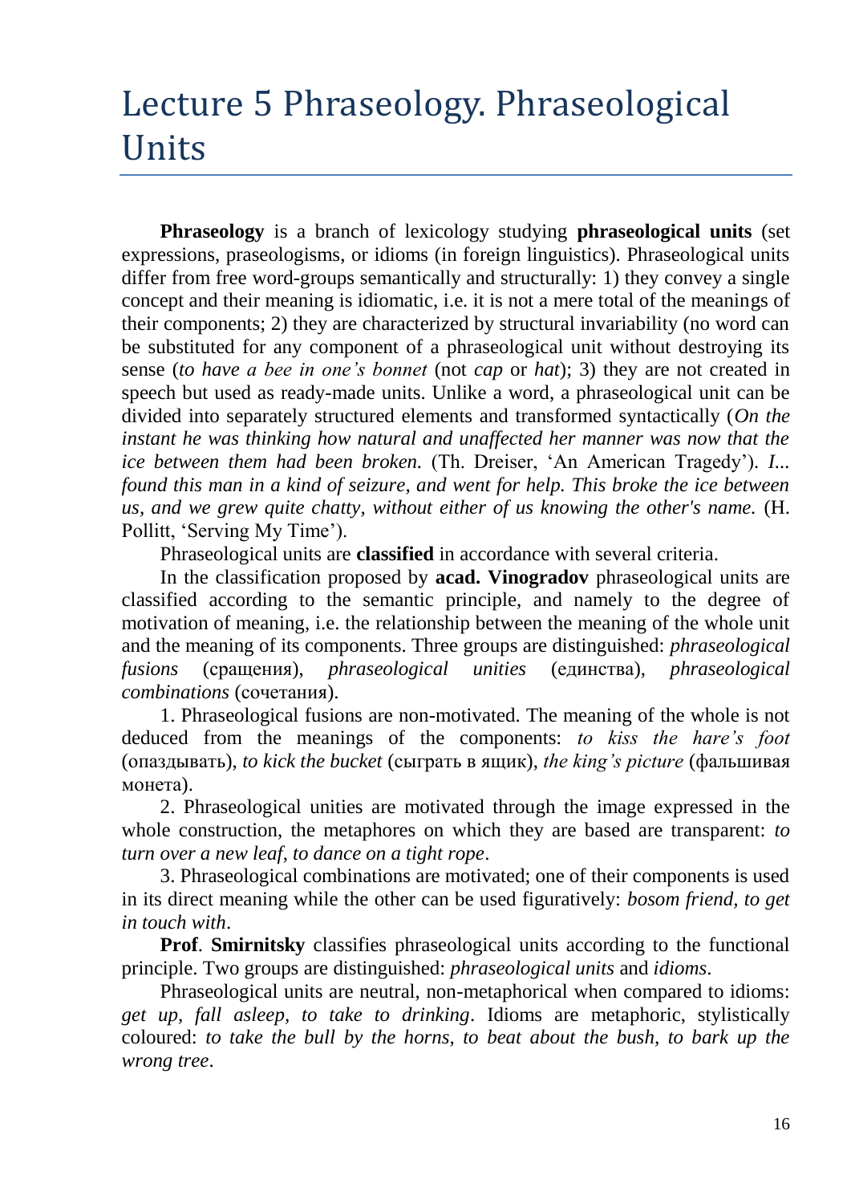# Lecture 5 Phraseology. Phraseological Units

**Phraseology** is a branch of lexicology studying **phraseological units** (set expressions, praseologisms, or idioms (in foreign linguistics). Phraseological units differ from free word-groups semantically and structurally: 1) they convey a single concept and their meaning is idiomatic, i.e. it is not a mere total of the meanings of their components; 2) they are characterized by structural invariability (no word can be substituted for any component of a phraseological unit without destroying its sense (*to have a bee in one's bonnet* (not *cap* or *hat*); 3) they are not created in speech but used as ready-made units. Unlike a word, a phraseological unit can be divided into separately structured elements and transformed syntactically (*On the instant he was thinking how natural and unaffected her manner was now that the ice between them had been broken.* (Th. Dreiser, 'An American Tragedy'). *I... found this man in a kind of seizure, and went for help. This broke the ice between us, and we grew quite chatty, without either of us knowing the other's name.* (H. Pollitt, 'Serving My Time').

Phraseological units are **classified** in accordance with several criteria.

In the classification proposed by **acad. Vinogradov** phraseological units are classified according to the semantic principle, and namely to the degree of motivation of meaning, i.e. the relationship between the meaning of the whole unit and the meaning of its components. Three groups are distinguished: *phraseological fusions* (сращения), *phraseological unities* (единства), *phraseological combinations* (сочетания).

1. Phraseological fusions are non-motivated. The meaning of the whole is not deduced from the meanings of the components: *to kiss the hare's foot* (опаздывать), *to kick the bucket* (сыграть в ящик), *the king's picture* (фальшивая монета).

2. Phraseological unities are motivated through the image expressed in the whole construction, the metaphores on which they are based are transparent: *to turn over a new leaf*, *to dance on a tight rope*.

3. Phraseological combinations are motivated; one of their components is used in its direct meaning while the other can be used figuratively: *bosom friend*, *to get in touch with*.

**Prof**. **Smirnitsky** classifies phraseological units according to the functional principle. Two groups are distinguished: *phraseological units* and *idioms*.

Phraseological units are neutral, non-metaphorical when compared to idioms: *get up*, *fall asleep*, *to take to drinking*. Idioms are metaphoric, stylistically coloured: *to take the bull by the horns*, *to beat about the bush*, *to bark up the wrong tree*.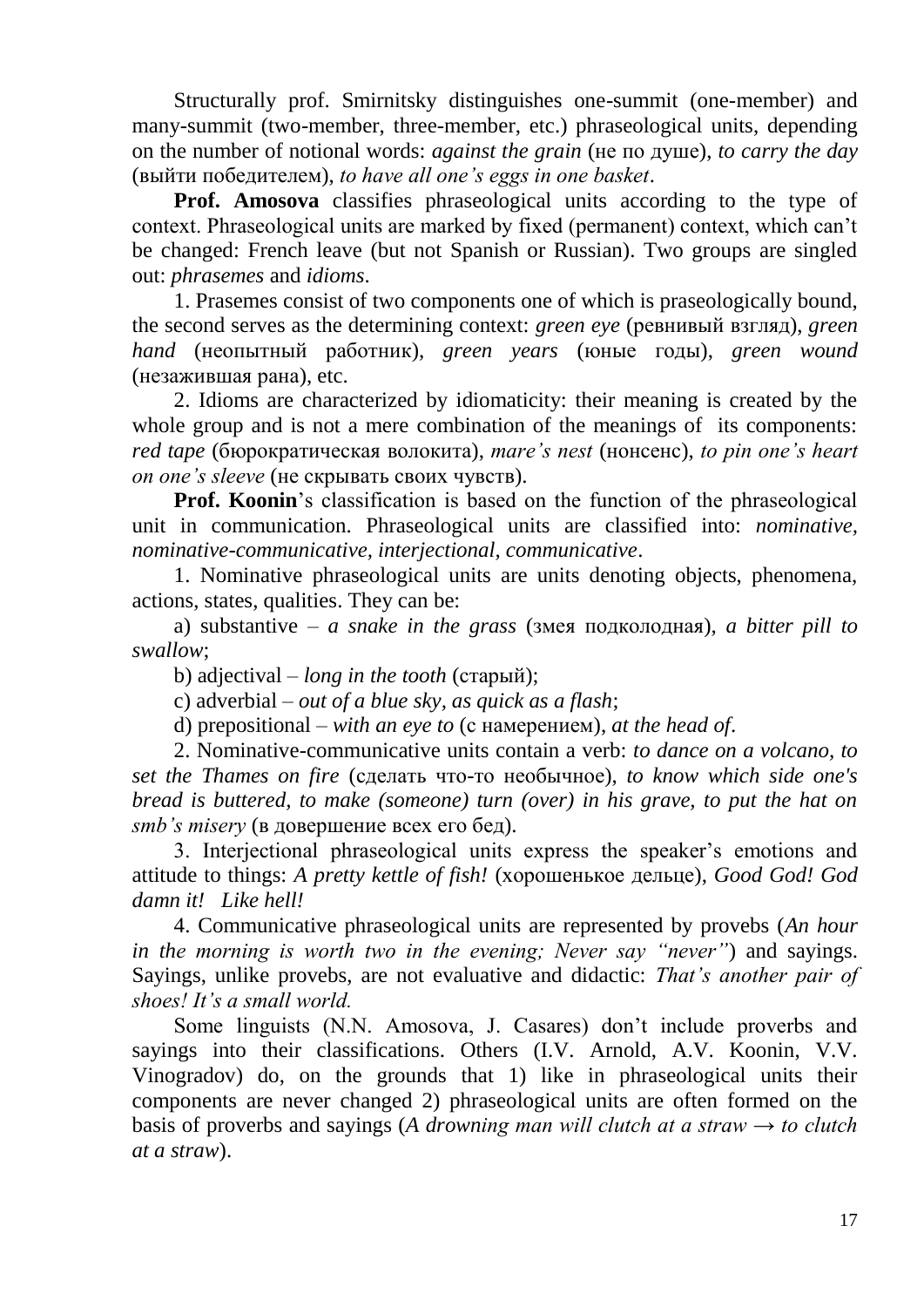Structurally prof. Smirnitsky distinguishes one-summit (one-member) and many-summit (two-member, three-member, etc.) phraseological units, depending on the number of notional words: *against the grain* (не по душе), *to carry the day* (выйти победителем), *to have all one's eggs in one basket*.

**Prof. Amosova** classifies phraseological units according to the type of context. Phraseological units are marked by fixed (permanent) context, which can't be changed: French leave (but not Spanish or Russian). Two groups are singled out: *phrasemes* and *idioms*.

1. Prasemes consist of two components one of which is praseologically bound, the second serves as the determining context: *green eye* (ревнивый взгляд), *green hand* (неопытный работник), *green years* (юные годы), *green wound* (незажившая рана), etc.

2. Idioms are characterized by idiomaticity: their meaning is created by the whole group and is not a mere combination of the meanings of its components: *red tape* (бюрократическая волокита), *mare's nest* (нонсенс), *to pin one's heart on one's sleeve* (не скрывать своих чувств).

**Prof. Koonin**'s classification is based on the function of the phraseological unit in communication. Phraseological units are classified into: *nominative, nominative-communicative, interjectional, communicative*.

1. Nominative phraseological units are units denoting objects, phenomena, actions, states, qualities. They can be:

a) substantive – *a snake in the grass* (змея подколодная), *a bitter pill to swallow*;

b) adjectival – *long in the tooth* (старый);

c) adverbial – *out of a blue sky, as quick as a flash*;

d) prepositional – *with an eye to* (с намерением), *at the head of*.

2. Nominative-communicative units contain a verb: *to dance on a volcano, to set the Thames on fire* (сделать что-то необычное), *to know which side one's bread is buttered, to make (someone) turn (over) in his grave, to put the hat on smb's misery* (в довершение всех его бед).

3. Interjectional phraseological units express the speaker's emotions and attitude to things: *A pretty kettle of fish!* (хорошенькое дельце), *Good God! God damn it! Like hell!*

4. Communicative phraseological units are represented by provebs (*An hour in the morning is worth two in the evening; Never say "never"*) and sayings. Sayings, unlike provebs, are not evaluative and didactic: *That's another pair of shoes! It's a small world.*

Some linguists (N.N. Amosova, J. Casares) don't include proverbs and sayings into their classifications. Others (I.V. Arnold, A.V. Koonin, V.V. Vinogradov) do, on the grounds that 1) like in phraseological units their components are never changed 2) phraseological units are often formed on the basis of proverbs and sayings (*A drowning man will clutch at a straw → to clutch at a straw*).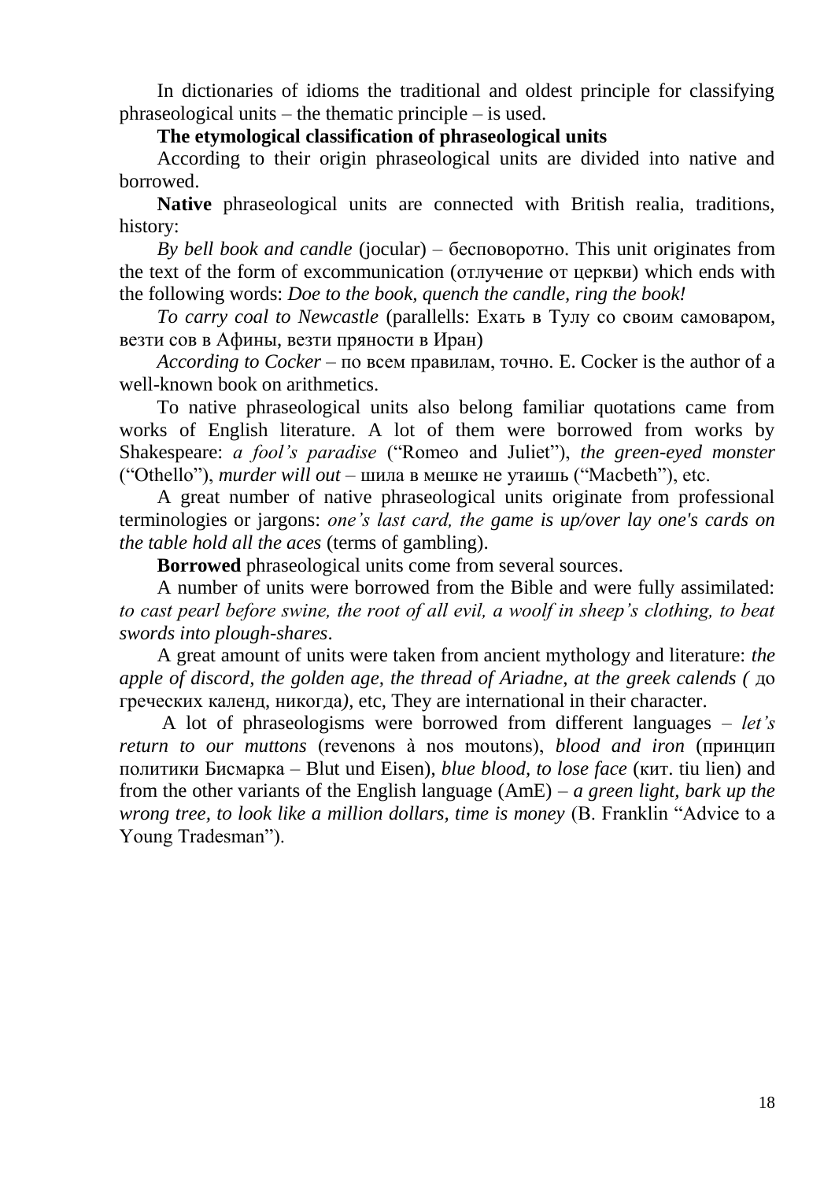In dictionaries of idioms the traditional and oldest principle for classifying phraseological units – the thematic principle – is used.

**The etymological classification of phraseological units**

According to their origin phraseological units are divided into native and borrowed.

**Native** phraseological units are connected with British realia, traditions, history:

*By bell book and candle* (jocular) – бесповоротно. This unit originates from the text of the form of excommunication (отлучение от церкви) which ends with the following words: *Doe to the book, quench the candle, ring the book!*

*To carry coal to Newcastle* (parallells: Ехать в Тулу со своим самоваром, везти сов в Афины, везти пряности в Иран)

*According to Cocker* – по всем правилам, точно. E. Cocker is the author of a well-known book on arithmetics.

To native phraseological units also belong familiar quotations came from works of English literature. A lot of them were borrowed from works by Shakespeare: *a fool's paradise* ("Romeo and Juliet"), *the green-eyed monster* ("Othello"), *murder will out* – шила в мешке не утаишь ("Macbeth"), etc.

A great number of native phraseological units originate from professional terminologies or jargons: *one's last card, the game is up/over lay one's cards on the table hold all the aces* (terms of gambling).

**Borrowed** phraseological units come from several sources.

A number of units were borrowed from the Bible and were fully assimilated: *to cast pearl before swine, the root of all evil, a woolf in sheep's clothing, to beat swords into plough-shares*.

A great amount of units were taken from ancient mythology and literature: *the apple of discord, the golden age, the thread of Ariadne, at the greek calends (* до греческих календ, никогда*),* etc, They are international in their character.

A lot of phraseologisms were borrowed from different languages – *let's return to our muttons* (revenons à nos moutons), *blood and iron* (принцип политики Бисмарка – Blut und Eisen), *blue blood, to lose face* (кит. tiu lien) and from the other variants of the English language (AmE) – *a green light, bark up the wrong tree, to look like a million dollars, time is money* (B. Franklin "Advice to a Young Tradesman").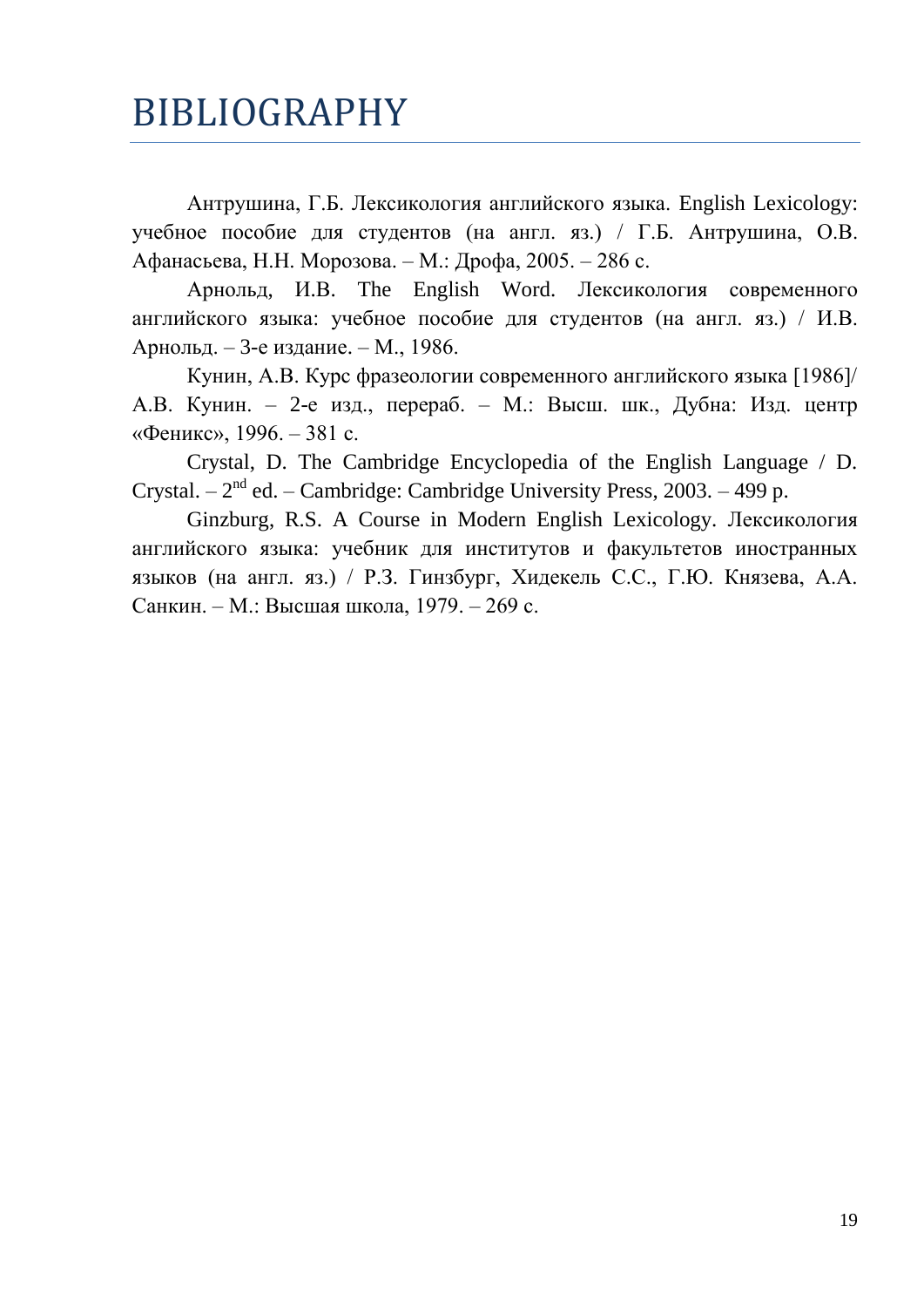# BIBLIOGRAPHY

Антрушина, Г.Б. Лексикология английского языка. English Lexicology: учебное пособие для студентов (на англ. яз.) / Г.Б. Антрушина, О.В. Афанасьева, Н.Н. Морозова. – М.: Дрофа, 2005. – 286 с.

Арнольд, И.В. The English Word. Лексикология современного английского языка: учебное пособие для студентов (на англ. яз.) / И.В. Арнольд. – 3-е издание. – М., 1986.

Кунин, А.В. Курс фразеологии современного английского языка [1986]/ А.В. Кунин. – 2-е изд., перераб. – М.: Высш. шк., Дубна: Изд. центр «Феникс», 1996. – 381 с.

Crystal, D. The Cambridge Encyclopedia of the English Language / D. Crystal. – 2nd ed. – Cambridge: Cambridge University Press, 2003. – 499 p.

Ginzburg, R.S. A Course in Modern English Lexicology. Лексикология английского языка: учебник для институтов и факультетов иностранных языков (на англ. яз.) / Р.З. Гинзбург, Хидекель С.С., Г.Ю. Князева, А.А. Санкин. – М.: Высшая школа, 1979. – 269 с.